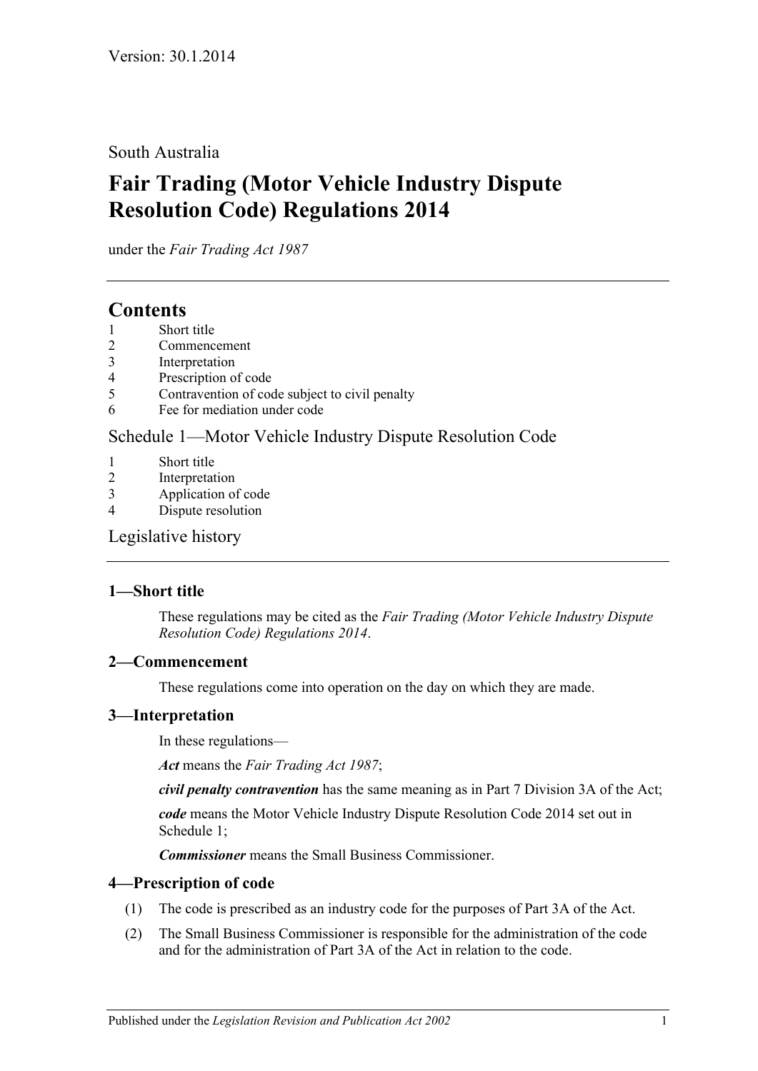Version: 30.1.2014

South Australia

# Fair Trading (Motor Vehicle Industry Dispute Resolution Code) Regulations 2014

under the *Fair Trading Act 1987*

## Contents

1 Short title
2 Commencement
3 Interpretation
4 Prescription of code
5 Contravention of code subject to civil penalty
6 Fee for mediation under code

Schedule 1—Motor Vehicle Industry Dispute Resolution Code

1 Short title
2 Interpretation
3 Application of code
4 Dispute resolution

Legislative history

### 1—Short title

These regulations may be cited as the *Fair Trading (Motor Vehicle Industry Dispute Resolution Code) Regulations 2014*.

### 2—Commencement

These regulations come into operation on the day on which they are made.

### 3—Interpretation

In these regulations—

***Act*** means the *Fair Trading Act 1987*;

***civil penalty contravention*** has the same meaning as in Part 7 Division 3A of the Act;

***code*** means the Motor Vehicle Industry Dispute Resolution Code 2014 set out in Schedule 1;

***Commissioner*** means the Small Business Commissioner.

### 4—Prescription of code

(1) The code is prescribed as an industry code for the purposes of Part 3A of the Act.

(2) The Small Business Commissioner is responsible for the administration of the code and for the administration of Part 3A of the Act in relation to the code.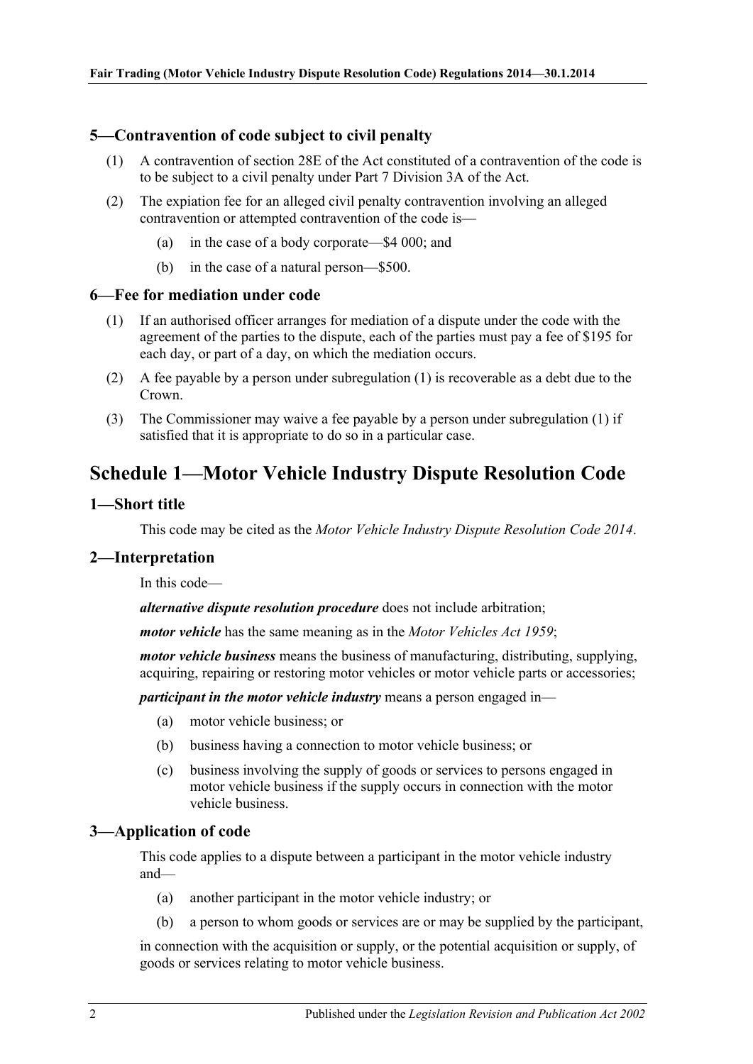### 5—Contravention of code subject to civil penalty

(1) A contravention of section 28E of the Act constituted of a contravention of the code is to be subject to a civil penalty under Part 7 Division 3A of the Act.

(2) The expiation fee for an alleged civil penalty contravention involving an alleged contravention or attempted contravention of the code is—

- (a) in the case of a body corporate—$4 000; and
- (b) in the case of a natural person—$500.

### 6—Fee for mediation under code

(1) If an authorised officer arranges for mediation of a dispute under the code with the agreement of the parties to the dispute, each of the parties must pay a fee of $195 for each day, or part of a day, on which the mediation occurs.

(2) A fee payable by a person under subregulation (1) is recoverable as a debt due to the Crown.

(3) The Commissioner may waive a fee payable by a person under subregulation (1) if satisfied that it is appropriate to do so in a particular case.

## Schedule 1—Motor Vehicle Industry Dispute Resolution Code

### 1—Short title

This code may be cited as the *Motor Vehicle Industry Dispute Resolution Code 2014*.

### 2—Interpretation

In this code—

***alternative dispute resolution procedure*** does not include arbitration;

***motor vehicle*** has the same meaning as in the *Motor Vehicles Act 1959*;

***motor vehicle business*** means the business of manufacturing, distributing, supplying, acquiring, repairing or restoring motor vehicles or motor vehicle parts or accessories;

***participant in the motor vehicle industry*** means a person engaged in—

- (a) motor vehicle business; or
- (b) business having a connection to motor vehicle business; or
- (c) business involving the supply of goods or services to persons engaged in motor vehicle business if the supply occurs in connection with the motor vehicle business.

### 3—Application of code

This code applies to a dispute between a participant in the motor vehicle industry and—

- (a) another participant in the motor vehicle industry; or
- (b) a person to whom goods or services are or may be supplied by the participant,

in connection with the acquisition or supply, or the potential acquisition or supply, of goods or services relating to motor vehicle business.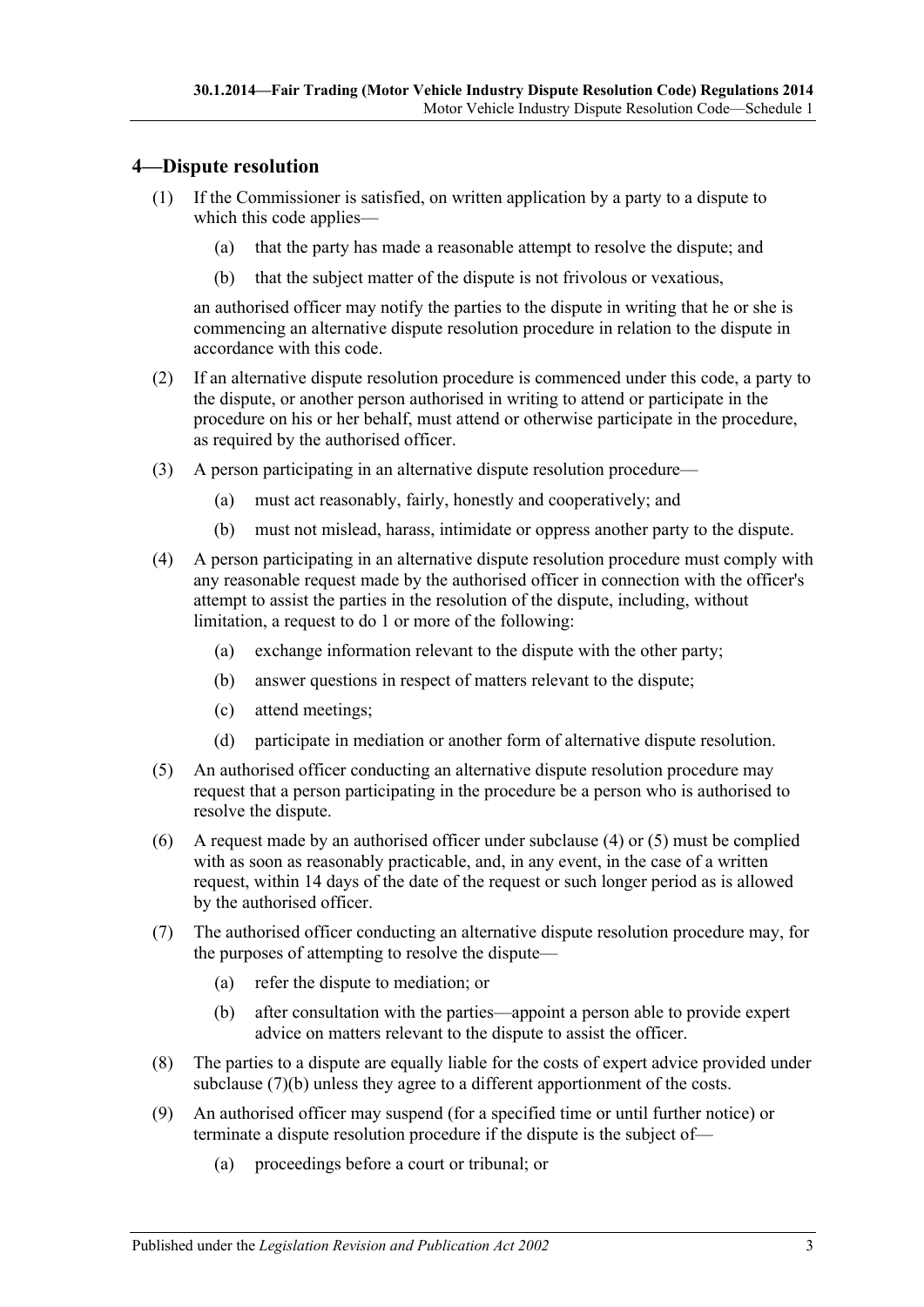## 4—Dispute resolution

(1) If the Commissioner is satisfied, on written application by a party to a dispute to which this code applies—

(a) that the party has made a reasonable attempt to resolve the dispute; and

(b) that the subject matter of the dispute is not frivolous or vexatious,

an authorised officer may notify the parties to the dispute in writing that he or she is commencing an alternative dispute resolution procedure in relation to the dispute in accordance with this code.

(2) If an alternative dispute resolution procedure is commenced under this code, a party to the dispute, or another person authorised in writing to attend or participate in the procedure on his or her behalf, must attend or otherwise participate in the procedure, as required by the authorised officer.

(3) A person participating in an alternative dispute resolution procedure—

(a) must act reasonably, fairly, honestly and cooperatively; and

(b) must not mislead, harass, intimidate or oppress another party to the dispute.

(4) A person participating in an alternative dispute resolution procedure must comply with any reasonable request made by the authorised officer in connection with the officer's attempt to assist the parties in the resolution of the dispute, including, without limitation, a request to do 1 or more of the following:

(a) exchange information relevant to the dispute with the other party;

(b) answer questions in respect of matters relevant to the dispute;

(c) attend meetings;

(d) participate in mediation or another form of alternative dispute resolution.

(5) An authorised officer conducting an alternative dispute resolution procedure may request that a person participating in the procedure be a person who is authorised to resolve the dispute.

(6) A request made by an authorised officer under subclause (4) or (5) must be complied with as soon as reasonably practicable, and, in any event, in the case of a written request, within 14 days of the date of the request or such longer period as is allowed by the authorised officer.

(7) The authorised officer conducting an alternative dispute resolution procedure may, for the purposes of attempting to resolve the dispute—

(a) refer the dispute to mediation; or

(b) after consultation with the parties—appoint a person able to provide expert advice on matters relevant to the dispute to assist the officer.

(8) The parties to a dispute are equally liable for the costs of expert advice provided under subclause (7)(b) unless they agree to a different apportionment of the costs.

(9) An authorised officer may suspend (for a specified time or until further notice) or terminate a dispute resolution procedure if the dispute is the subject of—

(a) proceedings before a court or tribunal; or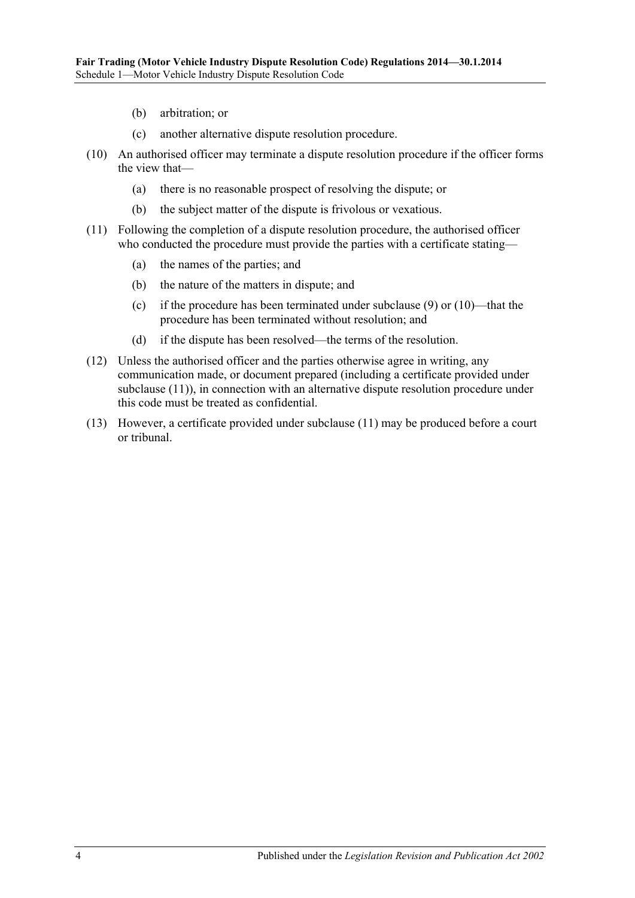(b) arbitration; or

(c) another alternative dispute resolution procedure.

(10) An authorised officer may terminate a dispute resolution procedure if the officer forms the view that—

(a) there is no reasonable prospect of resolving the dispute; or

(b) the subject matter of the dispute is frivolous or vexatious.

(11) Following the completion of a dispute resolution procedure, the authorised officer who conducted the procedure must provide the parties with a certificate stating—

(a) the names of the parties; and

(b) the nature of the matters in dispute; and

(c) if the procedure has been terminated under subclause (9) or (10)—that the procedure has been terminated without resolution; and

(d) if the dispute has been resolved—the terms of the resolution.

(12) Unless the authorised officer and the parties otherwise agree in writing, any communication made, or document prepared (including a certificate provided under subclause (11)), in connection with an alternative dispute resolution procedure under this code must be treated as confidential.

(13) However, a certificate provided under subclause (11) may be produced before a court or tribunal.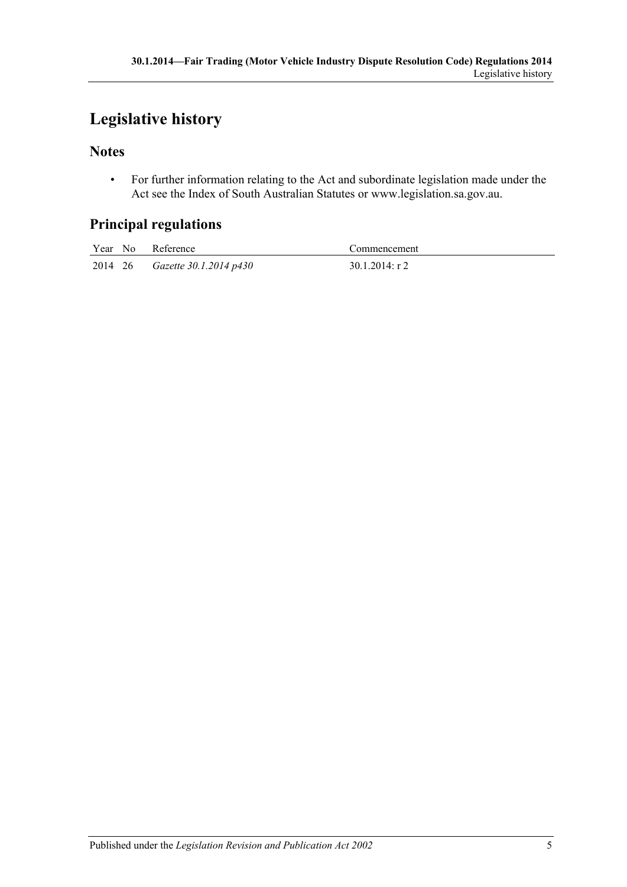# Legislative history

## Notes

- For further information relating to the Act and subordinate legislation made under the Act see the Index of South Australian Statutes or www.legislation.sa.gov.au.

## Principal regulations

| Year | No | Reference | Commencement |
|---|---|---|---|
| 2014 | 26 | *Gazette 30.1.2014 p430* | 30.1.2014: r 2 |